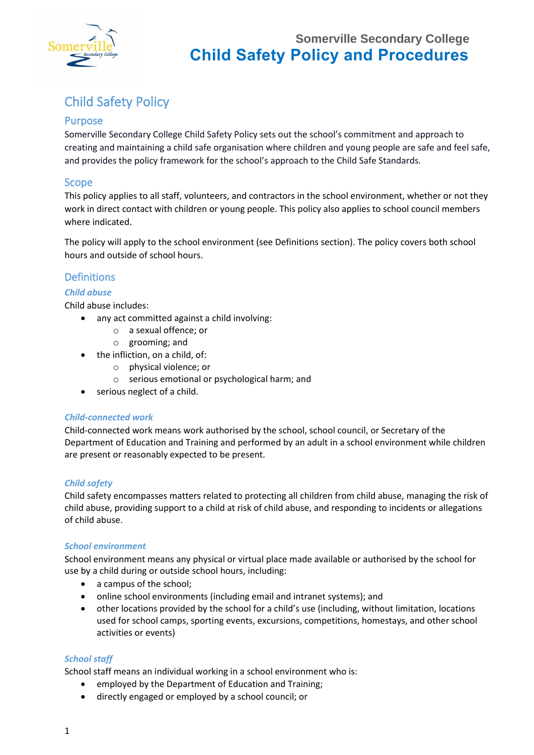Somerville Secondary College

# Child Safety Policy and Procedures

## Child Safety Policy

### Purpose

Somerville Secondary College Child Safety Policy sets out the school's commitment and approach to creating and maintaining a child safe organisation where children and young people are safe and feel safe, and provides the policy framework for the school's approach to the Child Safe Standards.

### Scope

This policy applies to all staff, volunteers, and contractors in the school environment, whether or not they work in direct contact with children or young people. This policy also applies to school council members where indicated.

The policy will apply to the school environment (see Definitions section). The policy covers both school hours and outside of school hours.

### Definitions

#### *Child abuse*

Child abuse includes:

- any act committed against a child involving:
  - a sexual offence; or
  - grooming; and
- the infliction, on a child, of:
  - physical violence; or
  - serious emotional or psychological harm; and
- serious neglect of a child.

#### *Child-connected work*

Child-connected work means work authorised by the school, school council, or Secretary of the Department of Education and Training and performed by an adult in a school environment while children are present or reasonably expected to be present.

#### *Child safety*

Child safety encompasses matters related to protecting all children from child abuse, managing the risk of child abuse, providing support to a child at risk of child abuse, and responding to incidents or allegations of child abuse.

#### *School environment*

School environment means any physical or virtual place made available or authorised by the school for use by a child during or outside school hours, including:

- a campus of the school;
- online school environments (including email and intranet systems); and
- other locations provided by the school for a child's use (including, without limitation, locations used for school camps, sporting events, excursions, competitions, homestays, and other school activities or events)

#### *School staff*

School staff means an individual working in a school environment who is:

- employed by the Department of Education and Training;
- directly engaged or employed by a school council; or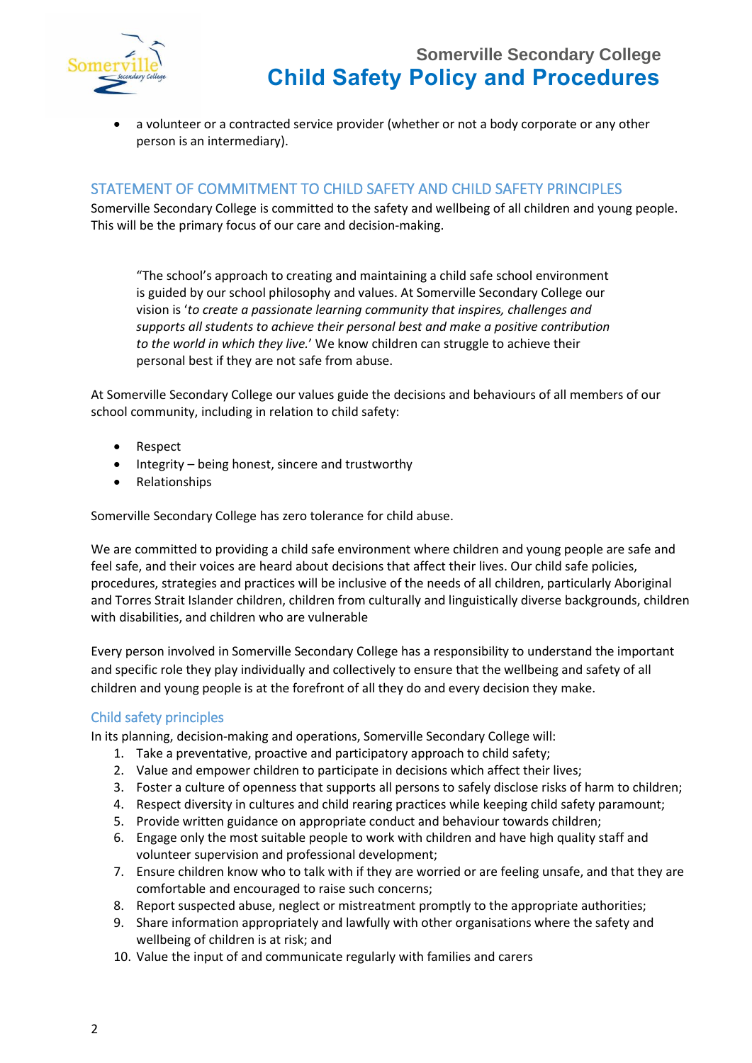- a volunteer or a contracted service provider (whether or not a body corporate or any other person is an intermediary).

## STATEMENT OF COMMITMENT TO CHILD SAFETY AND CHILD SAFETY PRINCIPLES

Somerville Secondary College is committed to the safety and wellbeing of all children and young people. This will be the primary focus of our care and decision-making.

> "The school's approach to creating and maintaining a child safe school environment is guided by our school philosophy and values. At Somerville Secondary College our vision is '*to create a passionate learning community that inspires, challenges and supports all students to achieve their personal best and make a positive contribution to the world in which they live.*' We know children can struggle to achieve their personal best if they are not safe from abuse.

At Somerville Secondary College our values guide the decisions and behaviours of all members of our school community, including in relation to child safety:

- Respect
- Integrity – being honest, sincere and trustworthy
- Relationships

Somerville Secondary College has zero tolerance for child abuse.

We are committed to providing a child safe environment where children and young people are safe and feel safe, and their voices are heard about decisions that affect their lives. Our child safe policies, procedures, strategies and practices will be inclusive of the needs of all children, particularly Aboriginal and Torres Strait Islander children, children from culturally and linguistically diverse backgrounds, children with disabilities, and children who are vulnerable

Every person involved in Somerville Secondary College has a responsibility to understand the important and specific role they play individually and collectively to ensure that the wellbeing and safety of all children and young people is at the forefront of all they do and every decision they make.

### Child safety principles

In its planning, decision-making and operations, Somerville Secondary College will:

1. Take a preventative, proactive and participatory approach to child safety;
2. Value and empower children to participate in decisions which affect their lives;
3. Foster a culture of openness that supports all persons to safely disclose risks of harm to children;
4. Respect diversity in cultures and child rearing practices while keeping child safety paramount;
5. Provide written guidance on appropriate conduct and behaviour towards children;
6. Engage only the most suitable people to work with children and have high quality staff and volunteer supervision and professional development;
7. Ensure children know who to talk with if they are worried or are feeling unsafe, and that they are comfortable and encouraged to raise such concerns;
8. Report suspected abuse, neglect or mistreatment promptly to the appropriate authorities;
9. Share information appropriately and lawfully with other organisations where the safety and wellbeing of children is at risk; and
10. Value the input of and communicate regularly with families and carers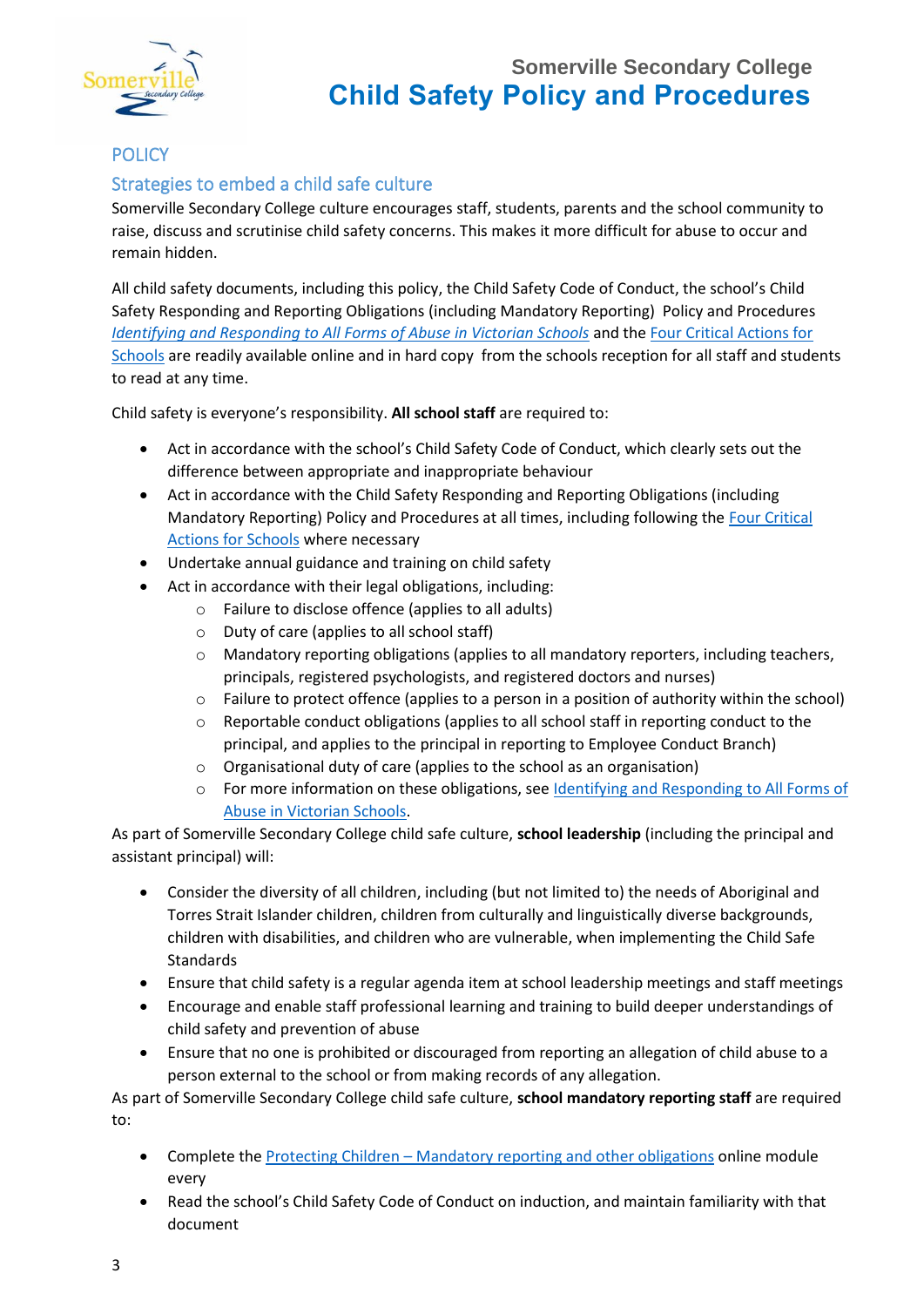## POLICY

### Strategies to embed a child safe culture

Somerville Secondary College culture encourages staff, students, parents and the school community to raise, discuss and scrutinise child safety concerns. This makes it more difficult for abuse to occur and remain hidden.

All child safety documents, including this policy, the Child Safety Code of Conduct, the school's Child Safety Responding and Reporting Obligations (including Mandatory Reporting) Policy and Procedures *Identifying and Responding to All Forms of Abuse in Victorian Schools* and the Four Critical Actions for Schools are readily available online and in hard copy from the schools reception for all staff and students to read at any time.

Child safety is everyone's responsibility. **All school staff** are required to:

- Act in accordance with the school's Child Safety Code of Conduct, which clearly sets out the difference between appropriate and inappropriate behaviour
- Act in accordance with the Child Safety Responding and Reporting Obligations (including Mandatory Reporting) Policy and Procedures at all times, including following the Four Critical Actions for Schools where necessary
- Undertake annual guidance and training on child safety
- Act in accordance with their legal obligations, including:
  - Failure to disclose offence (applies to all adults)
  - Duty of care (applies to all school staff)
  - Mandatory reporting obligations (applies to all mandatory reporters, including teachers, principals, registered psychologists, and registered doctors and nurses)
  - Failure to protect offence (applies to a person in a position of authority within the school)
  - Reportable conduct obligations (applies to all school staff in reporting conduct to the principal, and applies to the principal in reporting to Employee Conduct Branch)
  - Organisational duty of care (applies to the school as an organisation)
  - For more information on these obligations, see Identifying and Responding to All Forms of Abuse in Victorian Schools.

As part of Somerville Secondary College child safe culture, **school leadership** (including the principal and assistant principal) will:

- Consider the diversity of all children, including (but not limited to) the needs of Aboriginal and Torres Strait Islander children, children from culturally and linguistically diverse backgrounds, children with disabilities, and children who are vulnerable, when implementing the Child Safe Standards
- Ensure that child safety is a regular agenda item at school leadership meetings and staff meetings
- Encourage and enable staff professional learning and training to build deeper understandings of child safety and prevention of abuse
- Ensure that no one is prohibited or discouraged from reporting an allegation of child abuse to a person external to the school or from making records of any allegation.

As part of Somerville Secondary College child safe culture, **school mandatory reporting staff** are required to:

- Complete the Protecting Children – Mandatory reporting and other obligations online module every
- Read the school's Child Safety Code of Conduct on induction, and maintain familiarity with that document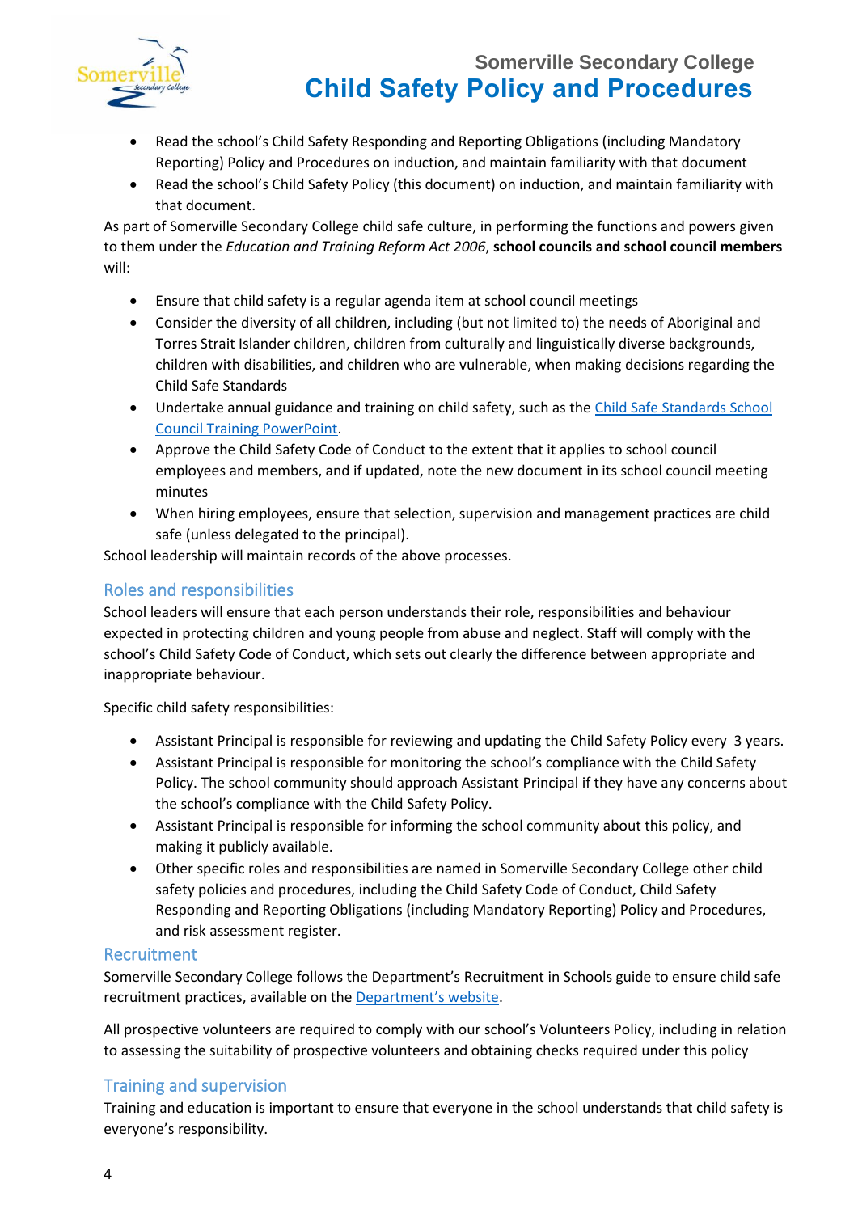- Read the school's Child Safety Responding and Reporting Obligations (including Mandatory Reporting) Policy and Procedures on induction, and maintain familiarity with that document
- Read the school's Child Safety Policy (this document) on induction, and maintain familiarity with that document.

As part of Somerville Secondary College child safe culture, in performing the functions and powers given to them under the *Education and Training Reform Act 2006*, **school councils and school council members** will:

- Ensure that child safety is a regular agenda item at school council meetings
- Consider the diversity of all children, including (but not limited to) the needs of Aboriginal and Torres Strait Islander children, children from culturally and linguistically diverse backgrounds, children with disabilities, and children who are vulnerable, when making decisions regarding the Child Safe Standards
- Undertake annual guidance and training on child safety, such as the Child Safe Standards School Council Training PowerPoint.
- Approve the Child Safety Code of Conduct to the extent that it applies to school council employees and members, and if updated, note the new document in its school council meeting minutes
- When hiring employees, ensure that selection, supervision and management practices are child safe (unless delegated to the principal).

School leadership will maintain records of the above processes.

## Roles and responsibilities

School leaders will ensure that each person understands their role, responsibilities and behaviour expected in protecting children and young people from abuse and neglect. Staff will comply with the school's Child Safety Code of Conduct, which sets out clearly the difference between appropriate and inappropriate behaviour.

Specific child safety responsibilities:

- Assistant Principal is responsible for reviewing and updating the Child Safety Policy every 3 years.
- Assistant Principal is responsible for monitoring the school's compliance with the Child Safety Policy. The school community should approach Assistant Principal if they have any concerns about the school's compliance with the Child Safety Policy.
- Assistant Principal is responsible for informing the school community about this policy, and making it publicly available.
- Other specific roles and responsibilities are named in Somerville Secondary College other child safety policies and procedures, including the Child Safety Code of Conduct, Child Safety Responding and Reporting Obligations (including Mandatory Reporting) Policy and Procedures, and risk assessment register.

## Recruitment

Somerville Secondary College follows the Department's Recruitment in Schools guide to ensure child safe recruitment practices, available on the Department's website.

All prospective volunteers are required to comply with our school's Volunteers Policy, including in relation to assessing the suitability of prospective volunteers and obtaining checks required under this policy

## Training and supervision

Training and education is important to ensure that everyone in the school understands that child safety is everyone's responsibility.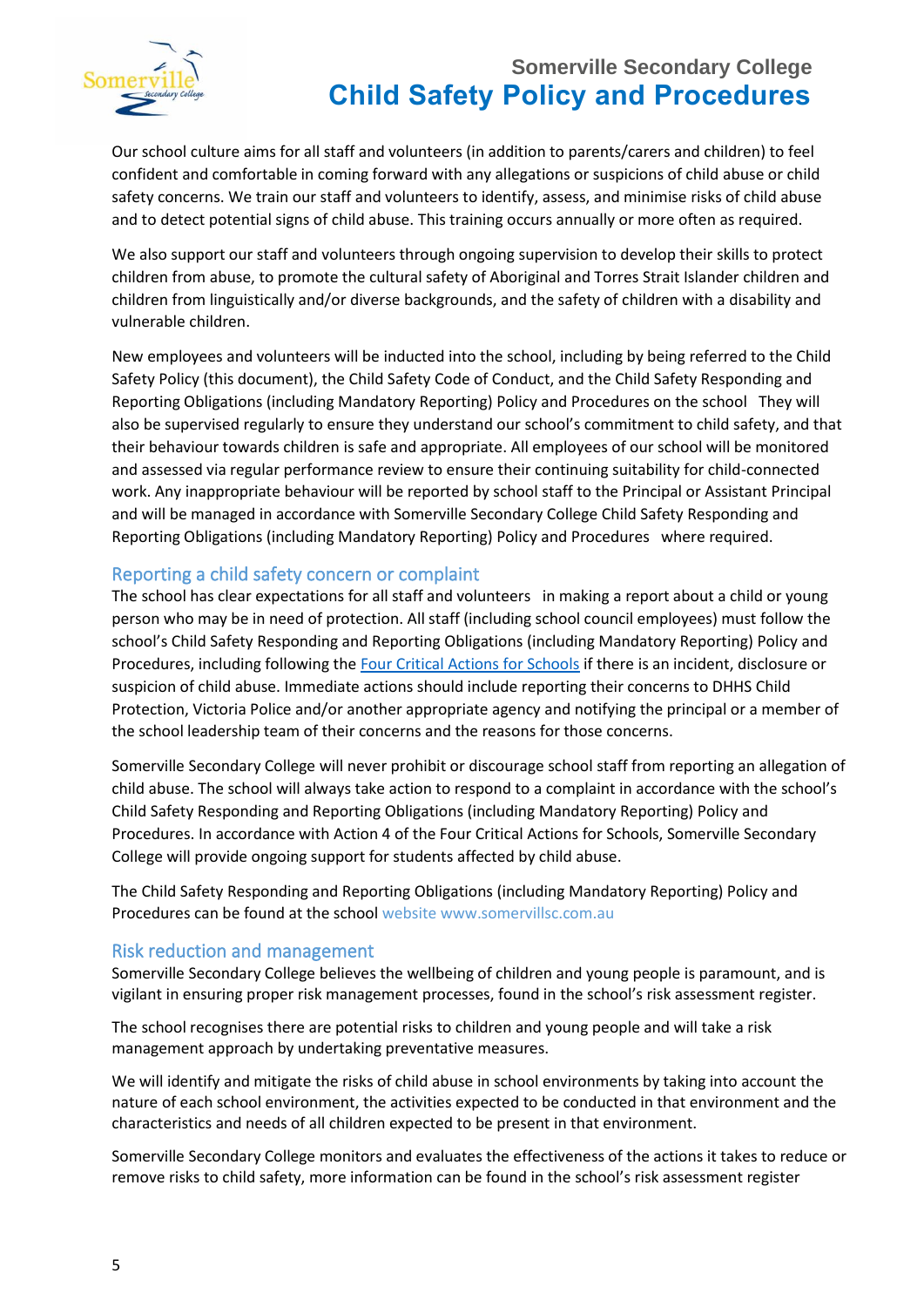Our school culture aims for all staff and volunteers (in addition to parents/carers and children) to feel confident and comfortable in coming forward with any allegations or suspicions of child abuse or child safety concerns. We train our staff and volunteers to identify, assess, and minimise risks of child abuse and to detect potential signs of child abuse. This training occurs annually or more often as required.

We also support our staff and volunteers through ongoing supervision to develop their skills to protect children from abuse, to promote the cultural safety of Aboriginal and Torres Strait Islander children and children from linguistically and/or diverse backgrounds, and the safety of children with a disability and vulnerable children.

New employees and volunteers will be inducted into the school, including by being referred to the Child Safety Policy (this document), the Child Safety Code of Conduct, and the Child Safety Responding and Reporting Obligations (including Mandatory Reporting) Policy and Procedures on the school They will also be supervised regularly to ensure they understand our school's commitment to child safety, and that their behaviour towards children is safe and appropriate. All employees of our school will be monitored and assessed via regular performance review to ensure their continuing suitability for child-connected work. Any inappropriate behaviour will be reported by school staff to the Principal or Assistant Principal and will be managed in accordance with Somerville Secondary College Child Safety Responding and Reporting Obligations (including Mandatory Reporting) Policy and Procedures where required.

## Reporting a child safety concern or complaint

The school has clear expectations for all staff and volunteers in making a report about a child or young person who may be in need of protection. All staff (including school council employees) must follow the school's Child Safety Responding and Reporting Obligations (including Mandatory Reporting) Policy and Procedures, including following the Four Critical Actions for Schools if there is an incident, disclosure or suspicion of child abuse. Immediate actions should include reporting their concerns to DHHS Child Protection, Victoria Police and/or another appropriate agency and notifying the principal or a member of the school leadership team of their concerns and the reasons for those concerns.

Somerville Secondary College will never prohibit or discourage school staff from reporting an allegation of child abuse. The school will always take action to respond to a complaint in accordance with the school's Child Safety Responding and Reporting Obligations (including Mandatory Reporting) Policy and Procedures. In accordance with Action 4 of the Four Critical Actions for Schools, Somerville Secondary College will provide ongoing support for students affected by child abuse.

The Child Safety Responding and Reporting Obligations (including Mandatory Reporting) Policy and Procedures can be found at the school website www.somervillsc.com.au

## Risk reduction and management

Somerville Secondary College believes the wellbeing of children and young people is paramount, and is vigilant in ensuring proper risk management processes, found in the school's risk assessment register.

The school recognises there are potential risks to children and young people and will take a risk management approach by undertaking preventative measures.

We will identify and mitigate the risks of child abuse in school environments by taking into account the nature of each school environment, the activities expected to be conducted in that environment and the characteristics and needs of all children expected to be present in that environment.

Somerville Secondary College monitors and evaluates the effectiveness of the actions it takes to reduce or remove risks to child safety, more information can be found in the school's risk assessment register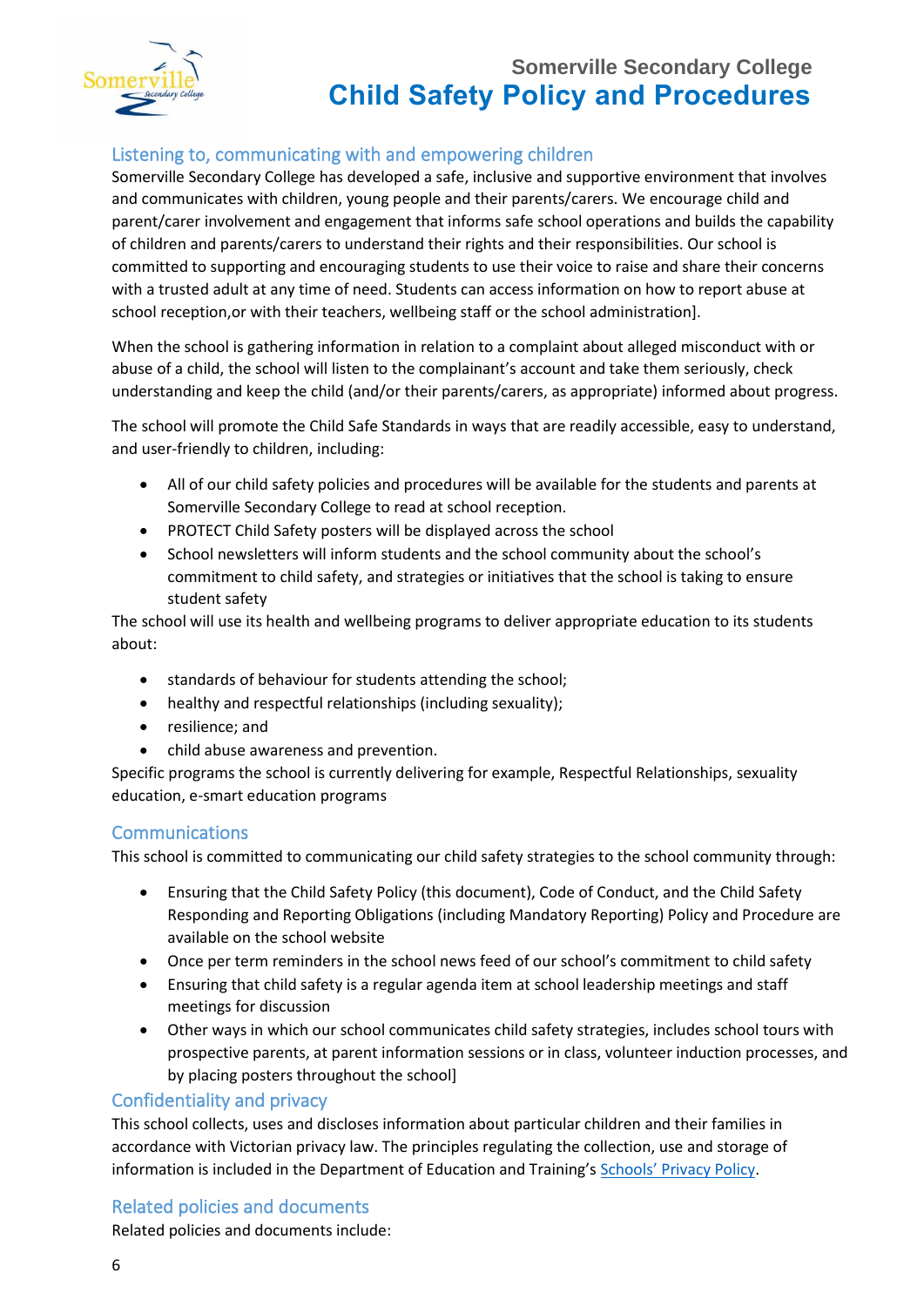## Listening to, communicating with and empowering children

Somerville Secondary College has developed a safe, inclusive and supportive environment that involves and communicates with children, young people and their parents/carers. We encourage child and parent/carer involvement and engagement that informs safe school operations and builds the capability of children and parents/carers to understand their rights and their responsibilities. Our school is committed to supporting and encouraging students to use their voice to raise and share their concerns with a trusted adult at any time of need. Students can access information on how to report abuse at school reception,or with their teachers, wellbeing staff or the school administration].

When the school is gathering information in relation to a complaint about alleged misconduct with or abuse of a child, the school will listen to the complainant's account and take them seriously, check understanding and keep the child (and/or their parents/carers, as appropriate) informed about progress.

The school will promote the Child Safe Standards in ways that are readily accessible, easy to understand, and user-friendly to children, including:

- All of our child safety policies and procedures will be available for the students and parents at Somerville Secondary College to read at school reception.
- PROTECT Child Safety posters will be displayed across the school
- School newsletters will inform students and the school community about the school's commitment to child safety, and strategies or initiatives that the school is taking to ensure student safety

The school will use its health and wellbeing programs to deliver appropriate education to its students about:

- standards of behaviour for students attending the school;
- healthy and respectful relationships (including sexuality);
- resilience; and
- child abuse awareness and prevention.

Specific programs the school is currently delivering for example, Respectful Relationships, sexuality education, e-smart education programs

## Communications

This school is committed to communicating our child safety strategies to the school community through:

- Ensuring that the Child Safety Policy (this document), Code of Conduct, and the Child Safety Responding and Reporting Obligations (including Mandatory Reporting) Policy and Procedure are available on the school website
- Once per term reminders in the school news feed of our school's commitment to child safety
- Ensuring that child safety is a regular agenda item at school leadership meetings and staff meetings for discussion
- Other ways in which our school communicates child safety strategies, includes school tours with prospective parents, at parent information sessions or in class, volunteer induction processes, and by placing posters throughout the school]

## Confidentiality and privacy

This school collects, uses and discloses information about particular children and their families in accordance with Victorian privacy law. The principles regulating the collection, use and storage of information is included in the Department of Education and Training's Schools' Privacy Policy.

## Related policies and documents

Related policies and documents include: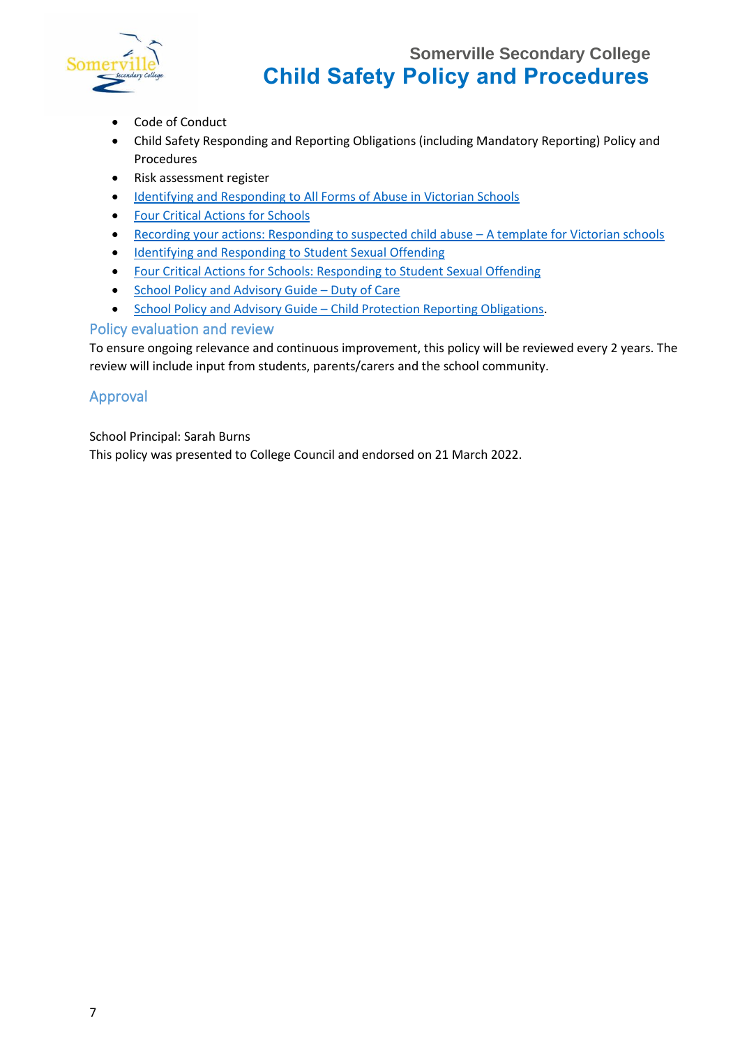- Code of Conduct
- Child Safety Responding and Reporting Obligations (including Mandatory Reporting) Policy and Procedures
- Risk assessment register
- Identifying and Responding to All Forms of Abuse in Victorian Schools
- Four Critical Actions for Schools
- Recording your actions: Responding to suspected child abuse – A template for Victorian schools
- Identifying and Responding to Student Sexual Offending
- Four Critical Actions for Schools: Responding to Student Sexual Offending
- School Policy and Advisory Guide – Duty of Care
- School Policy and Advisory Guide – Child Protection Reporting Obligations.

## Policy evaluation and review

To ensure ongoing relevance and continuous improvement, this policy will be reviewed every 2 years. The review will include input from students, parents/carers and the school community.

## Approval

School Principal: Sarah Burns
This policy was presented to College Council and endorsed on 21 March 2022.